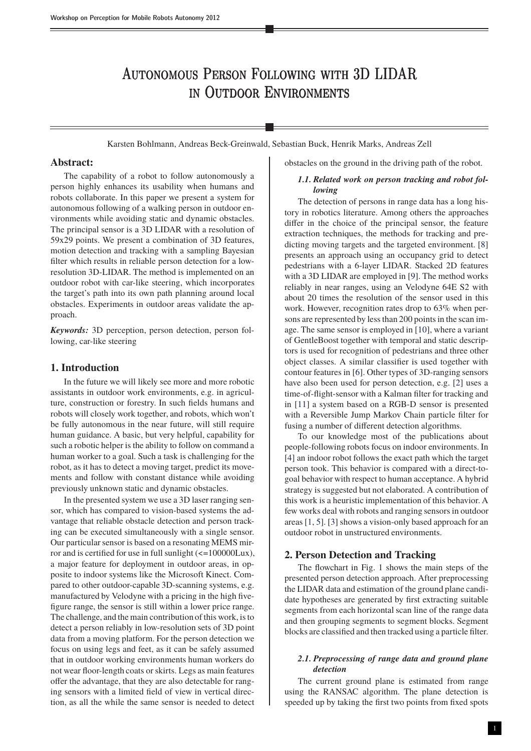# Autonomous Person Following with 3D LIDAR in Outdoor Environments

Karsten Bohlmann, Andreas Beck-Greinwald, Sebastian Buck, Henrik Marks, Andreas Zell

## Abstract:

The capability of a robot to follow autonomously a person highly enhances its usability when humans and robots collaborate. In this paper we present a system for autonomous following of a walking person in outdoor environments while avoiding static and dynamic obstacles. The principal sensor is a 3D LIDAR with a resolution of 59x29 points. We present a combination of 3D features, motion detection and tracking with a sampling Bayesian filter which results in reliable person detection for a low-resolution 3D-LIDAR. The method is implemented on an outdoor robot with car-like steering, which incorporates the target's path into its own path planning around local obstacles. Experiments in outdoor areas validate the approach.

*Keywords:* 3D perception, person detection, person following, car-like steering

## 1. Introduction

In the future we will likely see more and more robotic assistants in outdoor work environments, e.g. in agriculture, construction or forestry. In such fields humans and robots will closely work together, and robots, which won't be fully autonomous in the near future, will still require human guidance. A basic, but very helpful, capability for such a robotic helper is the ability to follow on command a human worker to a goal. Such a task is challenging for the robot, as it has to detect a moving target, predict its movements and follow with constant distance while avoiding previously unknown static and dynamic obstacles.

In the presented system we use a 3D laser ranging sensor, which has compared to vision-based systems the advantage that reliable obstacle detection and person tracking can be executed simultaneously with a single sensor. Our particular sensor is based on a resonating MEMS mirror and is certified for use in full sunlight (<=100000Lux), a major feature for deployment in outdoor areas, in opposite to indoor systems like the Microsoft Kinect. Compared to other outdoor-capable 3D-scanning systems, e.g. manufactured by Velodyne with a pricing in the high five-figure range, the sensor is still within a lower price range. The challenge, and the main contribution of this work, is to detect a person reliably in low-resolution sets of 3D point data from a moving platform. For the person detection we focus on using legs and feet, as it can be safely assumed that in outdoor working environments human workers do not wear floor-length coats or skirts. Legs as main features offer the advantage, that they are also detectable for ranging sensors with a limited field of view in vertical direction, as all the while the same sensor is needed to detect obstacles on the ground in the driving path of the robot.

### 1.1. Related work on person tracking and robot following

The detection of persons in range data has a long history in robotics literature. Among others the approaches differ in the choice of the principal sensor, the feature extraction techniques, the methods for tracking and predicting moving targets and the targeted environment. [8] presents an approach using an occupancy grid to detect pedestrians with a 6-layer LIDAR. Stacked 2D features with a 3D LIDAR are employed in [9]. The method works reliably in near ranges, using an Velodyne 64E S2 with about 20 times the resolution of the sensor used in this work. However, recognition rates drop to 63% when persons are represented by less than 200 points in the scan image. The same sensor is employed in [10], where a variant of GentleBoost together with temporal and static descriptors is used for recognition of pedestrians and three other object classes. A similar classifier is used together with contour features in [6]. Other types of 3D-ranging sensors have also been used for person detection, e.g. [2] uses a time-of-flight-sensor with a Kalman filter for tracking and in [11] a system based on a RGB-D sensor is presented with a Reversible Jump Markov Chain particle filter for fusing a number of different detection algorithms.

To our knowledge most of the publications about people-following robots focus on indoor environments. In [4] an indoor robot follows the exact path which the target person took. This behavior is compared with a direct-to-goal behavior with respect to human acceptance. A hybrid strategy is suggested but not elaborated. A contribution of this work is a heuristic implementation of this behavior. A few works deal with robots and ranging sensors in outdoor areas [1, 5]. [3] shows a vision-only based approach for an outdoor robot in unstructured environments.

## 2. Person Detection and Tracking

The flowchart in Fig. 1 shows the main steps of the presented person detection approach. After preprocessing the LIDAR data and estimation of the ground plane candidate hypotheses are generated by first extracting suitable segments from each horizontal scan line of the range data and then grouping segments to segment blocks. Segment blocks are classified and then tracked using a particle filter.

### 2.1. Preprocessing of range data and ground plane detection

The current ground plane is estimated from range using the RANSAC algorithm. The plane detection is speeded up by taking the first two points from fixed spots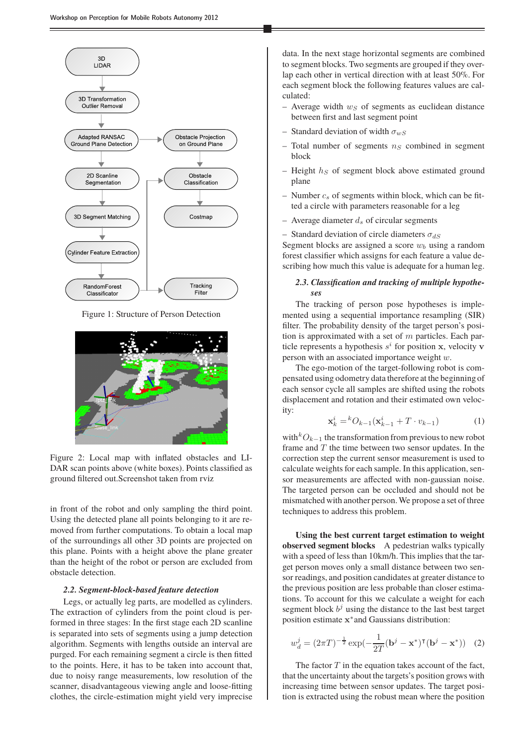Figure 1: Structure of Person Detection

Figure 2: Local map with inflated obstacles and LIDAR scan points above (white boxes). Points classified as ground filtered out.Screenshot taken from rviz

in front of the robot and only sampling the third point. Using the detected plane all points belonging to it are removed from further computations. To obtain a local map of the surroundings all other 3D points are projected on this plane. Points with a height above the plane greater than the height of the robot or person are excluded from obstacle detection.

### 2.2. Segment-block-based feature detection

Legs, or actually leg parts, are modelled as cylinders. The extraction of cylinders from the point cloud is performed in three stages: In the first stage each 2D scanline is separated into sets of segments using a jump detection algorithm. Segments with lengths outside an interval are purged. For each remaining segment a circle is then fitted to the points. Here, it has to be taken into account that, due to noisy range measurements, low resolution of the scanner, disadvantageous viewing angle and loose-fitting clothes, the circle-estimation might yield very imprecise data. In the next stage horizontal segments are combined to segment blocks. Two segments are grouped if they overlap each other in vertical direction with at least 50%. For each segment block the following features values are calculated:

- Average width $w_S$ of segments as euclidean distance between first and last segment point
- Standard deviation of width $\sigma_{wS}$
- Total number of segments $n_S$ combined in segment block
- Height $h_S$ of segment block above estimated ground plane
- Number $c_s$ of segments within block, which can be fitted a circle with parameters reasonable for a leg
- Average diameter $d_s$ of circular segments
- Standard deviation of circle diameters $\sigma_{dS}$

Segment blocks are assigned a score $w_b$ using a random forest classifier which assigns for each feature a value describing how much this value is adequate for a human leg.

### 2.3. Classification and tracking of multiple hypotheses

The tracking of person pose hypotheses is implemented using a sequential importance resampling (SIR) filter. The probability density of the target person's position is approximated with a set of $m$ particles. Each particle represents a hypothesis $s^i$ for position $\mathbf{x}$, velocity $\mathbf{v}$ person with an associated importance weight $w$.

The ego-motion of the target-following robot is compensated using odometry data therefore at the beginning of each sensor cycle all samples are shifted using the robots displacement and rotation and their estimated own velocity:

$$\mathbf{x}_k^i = {}^kO_{k-1}(\mathbf{x}_{k-1}^i + T \cdot v_{k-1}) \quad (1)$$

with ${}^kO_{k-1}$ the transformation from previous to new robot frame and $T$ the time between two sensor updates. In the correction step the current sensor measurement is used to calculate weights for each sample. In this application, sensor measurements are affected with non-gaussian noise. The targeted person can be occluded and should not be mismatched with another person. We propose a set of three techniques to address this problem.

**Using the best current target estimation to weight observed segment blocks** A pedestrian walks typically with a speed of less than 10km/h. This implies that the target person moves only a small distance between two sensor readings, and position candidates at greater distance to the previous position are less probable than closer estimations. To account for this we calculate a weight for each segment block $b^j$ using the distance to the last best target position estimate $\mathbf{x}^*$and Gaussians distribution:

$$w_d^j = (2\pi T)^{-\frac{1}{2}} \exp(-\frac{1}{2T}(\mathbf{b}^j - \mathbf{x}^*)^\intercal(\mathbf{b}^j - \mathbf{x}^*)) \quad (2)$$

The factor $T$ in the equation takes account of the fact, that the uncertainty about the targets's position grows with increasing time between sensor updates. The target position is extracted using the robust mean where the position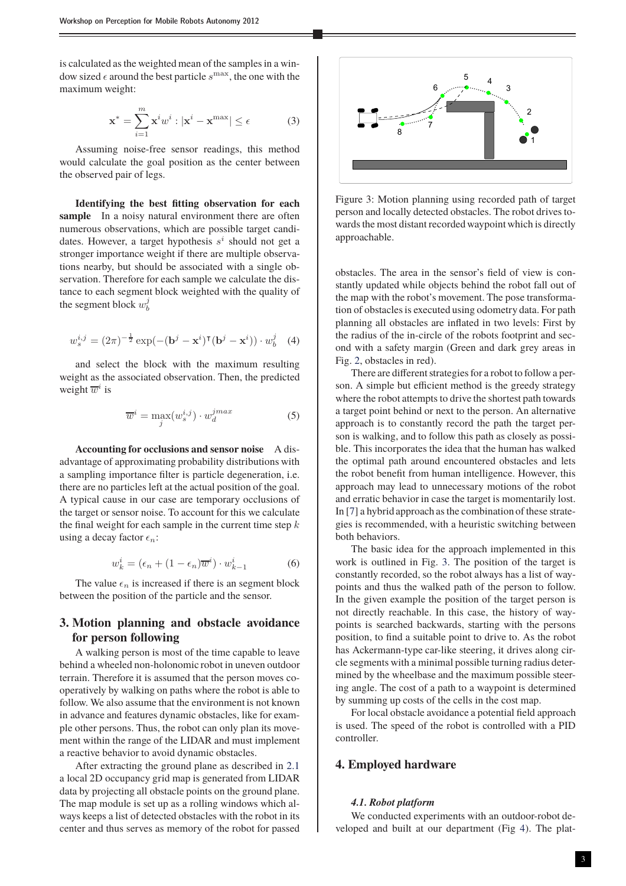is calculated as the weighted mean of the samples in a window sized $\epsilon$ around the best particle $s^{\max}$, the one with the maximum weight:

$$\mathbf{x}^* = \sum_{i=1}^{m} \mathbf{x}^i w^i : |\mathbf{x}^i - \mathbf{x}^{\max}| \leq \epsilon \tag{3}$$

Assuming noise-free sensor readings, this method would calculate the goal position as the center between the observed pair of legs.

**Identifying the best fitting observation for each sample** In a noisy natural environment there are often numerous observations, which are possible target candidates. However, a target hypothesis $s^i$ should not get a stronger importance weight if there are multiple observations nearby, but should be associated with a single observation. Therefore for each sample we calculate the distance to each segment block weighted with the quality of the segment block $w_b^j$

$$w_s^{i,j} = (2\pi)^{-\frac{1}{2}} \exp(-(\mathbf{b}^j - \mathbf{x}^i)^\intercal (\mathbf{b}^j - \mathbf{x}^i)) \cdot w_b^j \tag{4}$$

and select the block with the maximum resulting weight as the associated observation. Then, the predicted weight $\overline{w}^i$ is

$$\overline{w}^i = \max_j (w_s^{i,j}) \cdot w_d^{jmax} \tag{5}$$

**Accounting for occlusions and sensor noise** A disadvantage of approximating probability distributions with a sampling importance filter is particle degeneration, i.e. there are no particles left at the actual position of the goal. A typical cause in our case are temporary occlusions of the target or sensor noise. To account for this we calculate the final weight for each sample in the current time step $k$ using a decay factor $\epsilon_n$:

$$w_k^i = (\epsilon_n + (1 - \epsilon_n)\overline{w}^i) \cdot w_{k-1}^i \tag{6}$$

The value $\epsilon_n$ is increased if there is an segment block between the position of the particle and the sensor.

## 3. Motion planning and obstacle avoidance for person following

A walking person is most of the time capable to leave behind a wheeled non-holonomic robot in uneven outdoor terrain. Therefore it is assumed that the person moves cooperatively by walking on paths where the robot is able to follow. We also assume that the environment is not known in advance and features dynamic obstacles, like for example other persons. Thus, the robot can only plan its movement within the range of the LIDAR and must implement a reactive behavior to avoid dynamic obstacles.

After extracting the ground plane as described in 2.1 a local 2D occupancy grid map is generated from LIDAR data by projecting all obstacle points on the ground plane. The map module is set up as a rolling windows which always keeps a list of detected obstacles with the robot in its center and thus serves as memory of the robot for passed obstacles. The area in the sensor's field of view is constantly updated while objects behind the robot fall out of the map with the robot's movement. The pose transformation of obstacles is executed using odometry data. For path planning all obstacles are inflated in two levels: First by the radius of the in-circle of the robots footprint and second with a safety margin (Green and dark grey areas in Fig. 2, obstacles in red).

Figure 3: Motion planning using recorded path of target person and locally detected obstacles. The robot drives towards the most distant recorded waypoint which is directly approachable.

There are different strategies for a robot to follow a person. A simple but efficient method is the greedy strategy where the robot attempts to drive the shortest path towards a target point behind or next to the person. An alternative approach is to constantly record the path the target person is walking, and to follow this path as closely as possible. This incorporates the idea that the human has walked the optimal path around encountered obstacles and lets the robot benefit from human intelligence. However, this approach may lead to unnecessary motions of the robot and erratic behavior in case the target is momentarily lost. In [7] a hybrid approach as the combination of these strategies is recommended, with a heuristic switching between both behaviors.

The basic idea for the approach implemented in this work is outlined in Fig. 3. The position of the target is constantly recorded, so the robot always has a list of waypoints and thus the walked path of the person to follow. In the given example the position of the target person is not directly reachable. In this case, the history of waypoints is searched backwards, starting with the persons position, to find a suitable point to drive to. As the robot has Ackermann-type car-like steering, it drives along circle segments with a minimal possible turning radius determined by the wheelbase and the maximum possible steering angle. The cost of a path to a waypoint is determined by summing up costs of the cells in the cost map.

For local obstacle avoidance a potential field approach is used. The speed of the robot is controlled with a PID controller.

## 4. Employed hardware

### *4.1. Robot platform*

We conducted experiments with an outdoor-robot developed and built at our department (Fig 4). The plat-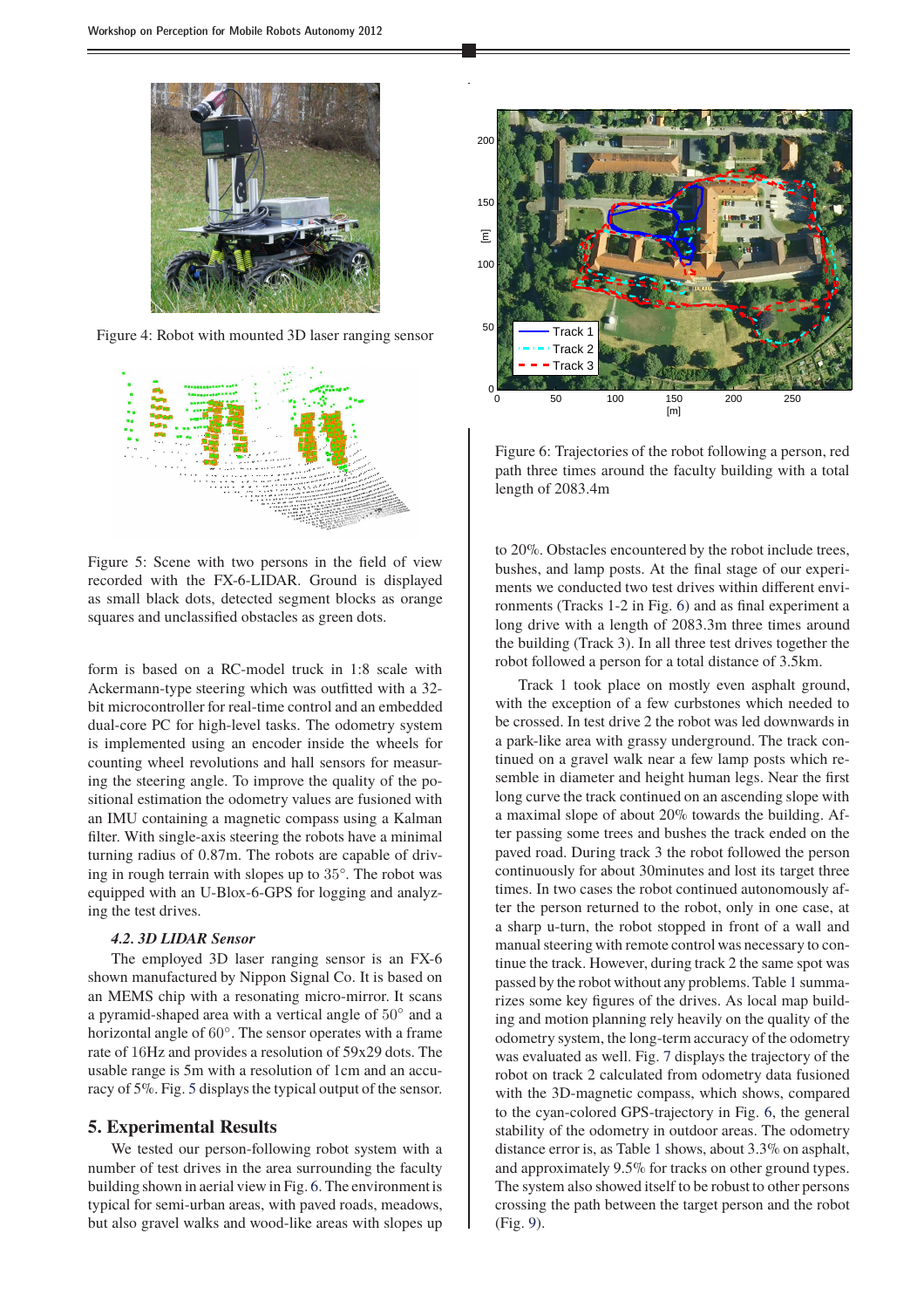Figure 4: Robot with mounted 3D laser ranging sensor

Figure 5: Scene with two persons in the field of view recorded with the FX-6-LIDAR. Ground is displayed as small black dots, detected segment blocks as orange squares and unclassified obstacles as green dots.

form is based on a RC-model truck in 1:8 scale with Ackermann-type steering which was outfitted with a 32-bit microcontroller for real-time control and an embedded dual-core PC for high-level tasks. The odometry system is implemented using an encoder inside the wheels for counting wheel revolutions and hall sensors for measuring the steering angle. To improve the quality of the positional estimation the odometry values are fusioned with an IMU containing a magnetic compass using a Kalman filter. With single-axis steering the robots have a minimal turning radius of 0.87m. The robots are capable of driving in rough terrain with slopes up to 35°. The robot was equipped with an U-Blox-6-GPS for logging and analyzing the test drives.

### 4.2. 3D LIDAR Sensor

The employed 3D laser ranging sensor is an FX-6 shown manufactured by Nippon Signal Co. It is based on an MEMS chip with a resonating micro-mirror. It scans a pyramid-shaped area with a vertical angle of 50° and a horizontal angle of 60°. The sensor operates with a frame rate of 16Hz and provides a resolution of 59x29 dots. The usable range is 5m with a resolution of 1cm and an accuracy of 5%. Fig. 5 displays the typical output of the sensor.

## 5. Experimental Results

We tested our person-following robot system with a number of test drives in the area surrounding the faculty building shown in aerial view in Fig. 6. The environment is typical for semi-urban areas, with paved roads, meadows, but also gravel walks and wood-like areas with slopes up

Figure 6: Trajectories of the robot following a person, red path three times around the faculty building with a total length of 2083.4m

to 20%. Obstacles encountered by the robot include trees, bushes, and lamp posts. At the final stage of our experiments we conducted two test drives within different environments (Tracks 1-2 in Fig. 6) and as final experiment a long drive with a length of 2083.3m three times around the building (Track 3). In all three test drives together the robot followed a person for a total distance of 3.5km.

Track 1 took place on mostly even asphalt ground, with the exception of a few curbstones which needed to be crossed. In test drive 2 the robot was led downwards in a park-like area with grassy underground. The track continued on a gravel walk near a few lamp posts which resemble in diameter and height human legs. Near the first long curve the track continued on an ascending slope with a maximal slope of about 20% towards the building. After passing some trees and bushes the track ended on the paved road. During track 3 the robot followed the person continuously for about 30minutes and lost its target three times. In two cases the robot continued autonomously after the person returned to the robot, only in one case, at a sharp u-turn, the robot stopped in front of a wall and manual steering with remote control was necessary to continue the track. However, during track 2 the same spot was passed by the robot without any problems. Table 1 summarizes some key figures of the drives. As local map building and motion planning rely heavily on the quality of the odometry system, the long-term accuracy of the odometry was evaluated as well. Fig. 7 displays the trajectory of the robot on track 2 calculated from odometry data fusioned with the 3D-magnetic compass, which shows, compared to the cyan-colored GPS-trajectory in Fig. 6, the general stability of the odometry in outdoor areas. The odometry distance error is, as Table 1 shows, about 3.3% on asphalt, and approximately 9.5% for tracks on other ground types. The system also showed itself to be robust to other persons crossing the path between the target person and the robot (Fig. 9).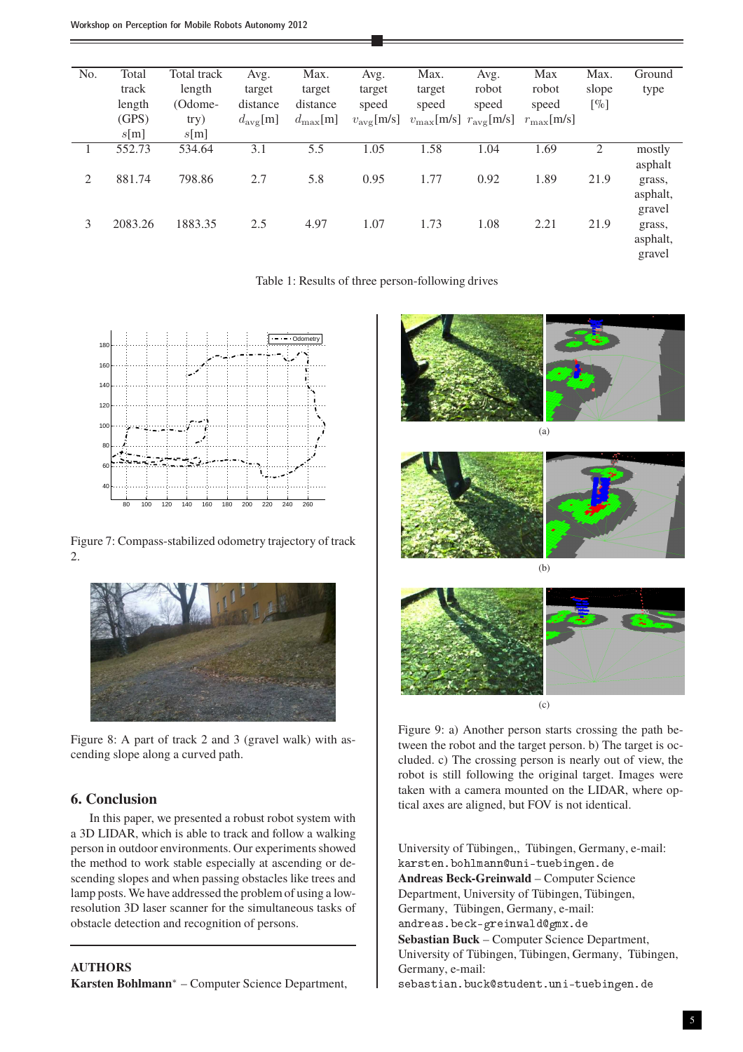| No. | Total track length (GPS) $s$[m] | Total track length (Odometry) $s$[m] | Avg. target distance $d_{\text{avg}}$[m] | Max. target distance $d_{\max}$[m] | Avg. target speed $v_{\text{avg}}$[m/s] | Max. target speed $v_{\max}$[m/s] | Avg. robot speed $r_{\text{avg}}$[m/s] | Max robot speed $r_{\max}$[m/s] | Max. slope [%] | Ground type |
|---|---|---|---|---|---|---|---|---|---|---|
| 1 | 552.73 | 534.64 | 3.1 | 5.5 | 1.05 | 1.58 | 1.04 | 1.69 | 2 | mostly asphalt |
| 2 | 881.74 | 798.86 | 2.7 | 5.8 | 0.95 | 1.77 | 0.92 | 1.89 | 21.9 | grass, asphalt, gravel |
| 3 | 2083.26 | 1883.35 | 2.5 | 4.97 | 1.07 | 1.73 | 1.08 | 2.21 | 21.9 | grass, asphalt, gravel |

Table 1: Results of three person-following drives

Figure 7: Compass-stabilized odometry trajectory of track 2.

Figure 8: A part of track 2 and 3 (gravel walk) with ascending slope along a curved path.

## 6. Conclusion

In this paper, we presented a robust robot system with a 3D LIDAR, which is able to track and follow a walking person in outdoor environments. Our experiments showed the method to work stable especially at ascending or descending slopes and when passing obstacles like trees and lamp posts. We have addressed the problem of using a low-resolution 3D laser scanner for the simultaneous tasks of obstacle detection and recognition of persons.

### AUTHORS

**Karsten Bohlmann*** – Computer Science Department, University of Tübingen,, Tübingen, Germany, e-mail: karsten.bohlmann@uni-tuebingen.de

**Andreas Beck-Greinwald** – Computer Science Department, University of Tübingen, Tübingen, Germany, Tübingen, Germany, e-mail: andreas.beck-greinwald@gmx.de

**Sebastian Buck** – Computer Science Department, University of Tübingen, Tübingen, Germany, Tübingen, Germany, e-mail: sebastian.buck@student.uni-tuebingen.de

(a)

(b)

(c)

Figure 9: a) Another person starts crossing the path between the robot and the target person. b) The target is occluded. c) The crossing person is nearly out of view, the robot is still following the original target. Images were taken with a camera mounted on the LIDAR, where optical axes are aligned, but FOV is not identical.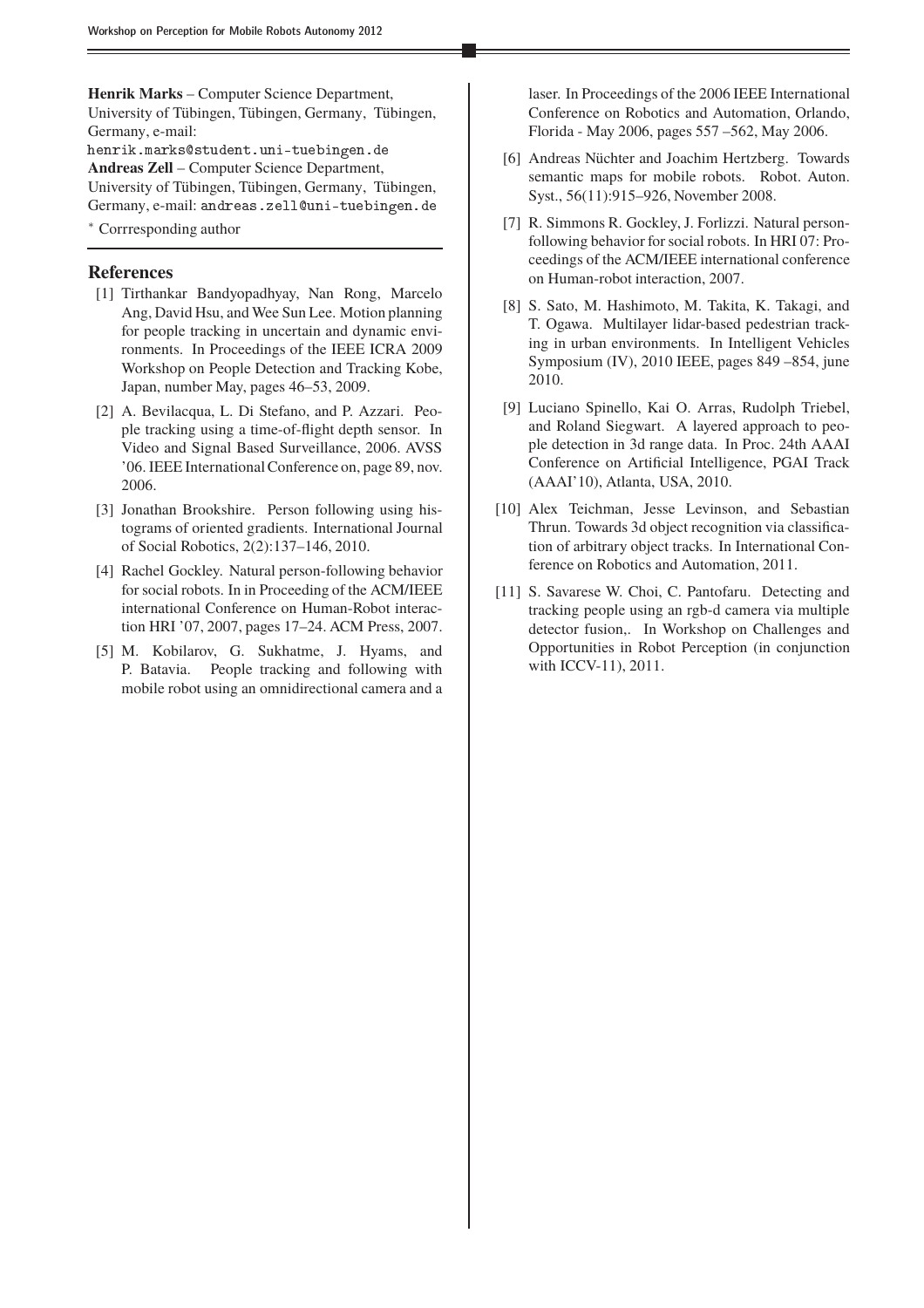**Henrik Marks** – Computer Science Department, University of Tübingen, Tübingen, Germany, Tübingen, Germany, e-mail:
henrik.marks@student.uni-tuebingen.de
**Andreas Zell** – Computer Science Department, University of Tübingen, Tübingen, Germany, Tübingen, Germany, e-mail: andreas.zell@uni-tuebingen.de

* Corrresponding author

## References

[1] Tirthankar Bandyopadhyay, Nan Rong, Marcelo Ang, David Hsu, and Wee Sun Lee. Motion planning for people tracking in uncertain and dynamic environments. In Proceedings of the IEEE ICRA 2009 Workshop on People Detection and Tracking Kobe, Japan, number May, pages 46–53, 2009.

[2] A. Bevilacqua, L. Di Stefano, and P. Azzari. People tracking using a time-of-flight depth sensor. In Video and Signal Based Surveillance, 2006. AVSS '06. IEEE International Conference on, page 89, nov. 2006.

[3] Jonathan Brookshire. Person following using histograms of oriented gradients. International Journal of Social Robotics, 2(2):137–146, 2010.

[4] Rachel Gockley. Natural person-following behavior for social robots. In in Proceeding of the ACM/IEEE international Conference on Human-Robot interaction HRI '07, 2007, pages 17–24. ACM Press, 2007.

[5] M. Kobilarov, G. Sukhatme, J. Hyams, and P. Batavia. People tracking and following with mobile robot using an omnidirectional camera and a laser. In Proceedings of the 2006 IEEE International Conference on Robotics and Automation, Orlando, Florida - May 2006, pages 557 –562, May 2006.

[6] Andreas Nüchter and Joachim Hertzberg. Towards semantic maps for mobile robots. Robot. Auton. Syst., 56(11):915–926, November 2008.

[7] R. Simmons R. Gockley, J. Forlizzi. Natural person-following behavior for social robots. In HRI 07: Proceedings of the ACM/IEEE international conference on Human-robot interaction, 2007.

[8] S. Sato, M. Hashimoto, M. Takita, K. Takagi, and T. Ogawa. Multilayer lidar-based pedestrian tracking in urban environments. In Intelligent Vehicles Symposium (IV), 2010 IEEE, pages 849 –854, june 2010.

[9] Luciano Spinello, Kai O. Arras, Rudolph Triebel, and Roland Siegwart. A layered approach to people detection in 3d range data. In Proc. 24th AAAI Conference on Artificial Intelligence, PGAI Track (AAAI'10), Atlanta, USA, 2010.

[10] Alex Teichman, Jesse Levinson, and Sebastian Thrun. Towards 3d object recognition via classification of arbitrary object tracks. In International Conference on Robotics and Automation, 2011.

[11] S. Savarese W. Choi, C. Pantofaru. Detecting and tracking people using an rgb-d camera via multiple detector fusion,. In Workshop on Challenges and Opportunities in Robot Perception (in conjunction with ICCV-11), 2011.